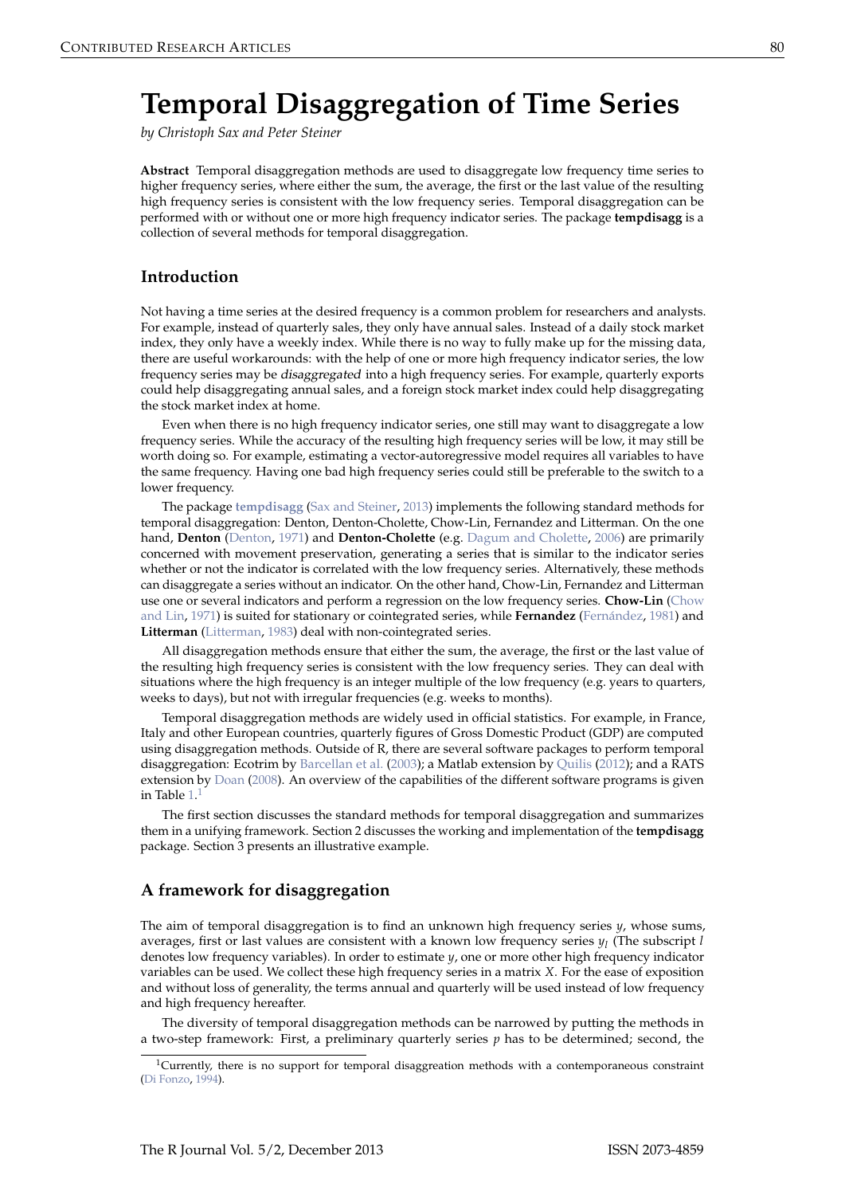# Temporal Disaggregation of Time Series

*by Christoph Sax and Peter Steiner*

**Abstract** Temporal disaggregation methods are used to disaggregate low frequency time series to higher frequency series, where either the sum, the average, the first or the last value of the resulting high frequency series is consistent with the low frequency series. Temporal disaggregation can be performed with or without one or more high frequency indicator series. The package **tempdisagg** is a collection of several methods for temporal disaggregation.

## Introduction

Not having a time series at the desired frequency is a common problem for researchers and analysts. For example, instead of quarterly sales, they only have annual sales. Instead of a daily stock market index, they only have a weekly index. While there is no way to fully make up for the missing data, there are useful workarounds: with the help of one or more high frequency indicator series, the low frequency series may be *disaggregated* into a high frequency series. For example, quarterly exports could help disaggregating annual sales, and a foreign stock market index could help disaggregating the stock market index at home.

Even when there is no high frequency indicator series, one still may want to disaggregate a low frequency series. While the accuracy of the resulting high frequency series will be low, it may still be worth doing so. For example, estimating a vector-autoregressive model requires all variables to have the same frequency. Having one bad high frequency series could still be preferable to the switch to a lower frequency.

The package **tempdisagg** (Sax and Steiner, 2013) implements the following standard methods for temporal disaggregation: Denton, Denton-Cholette, Chow-Lin, Fernandez and Litterman. On the one hand, **Denton** (Denton, 1971) and **Denton-Cholette** (e.g. Dagum and Cholette, 2006) are primarily concerned with movement preservation, generating a series that is similar to the indicator series whether or not the indicator is correlated with the low frequency series. Alternatively, these methods can disaggregate a series without an indicator. On the other hand, Chow-Lin, Fernandez and Litterman use one or several indicators and perform a regression on the low frequency series. **Chow-Lin** (Chow and Lin, 1971) is suited for stationary or cointegrated series, while **Fernandez** (Fernández, 1981) and **Litterman** (Litterman, 1983) deal with non-cointegrated series.

All disaggregation methods ensure that either the sum, the average, the first or the last value of the resulting high frequency series is consistent with the low frequency series. They can deal with situations where the high frequency is an integer multiple of the low frequency (e.g. years to quarters, weeks to days), but not with irregular frequencies (e.g. weeks to months).

Temporal disaggregation methods are widely used in official statistics. For example, in France, Italy and other European countries, quarterly figures of Gross Domestic Product (GDP) are computed using disaggregation methods. Outside of R, there are several software packages to perform temporal disaggregation: Ecotrim by Barcellan et al. (2003); a Matlab extension by Quilis (2012); and a RATS extension by Doan (2008). An overview of the capabilities of the different software programs is given in Table 1.[1]

The first section discusses the standard methods for temporal disaggregation and summarizes them in a unifying framework. Section 2 discusses the working and implementation of the **tempdisagg** package. Section 3 presents an illustrative example.

## A framework for disaggregation

The aim of temporal disaggregation is to find an unknown high frequency series $y$, whose sums, averages, first or last values are consistent with a known low frequency series $y_l$ (The subscript $l$ denotes low frequency variables). In order to estimate $y$, one or more other high frequency indicator variables can be used. We collect these high frequency series in a matrix $X$. For the ease of exposition and without loss of generality, the terms annual and quarterly will be used instead of low frequency and high frequency hereafter.

The diversity of temporal disaggregation methods can be narrowed by putting the methods in a two-step framework: First, a preliminary quarterly series $p$ has to be determined; second, the

[1] Currently, there is no support for temporal disaggregation methods with a contemporaneous constraint (Di Fonzo, 1994).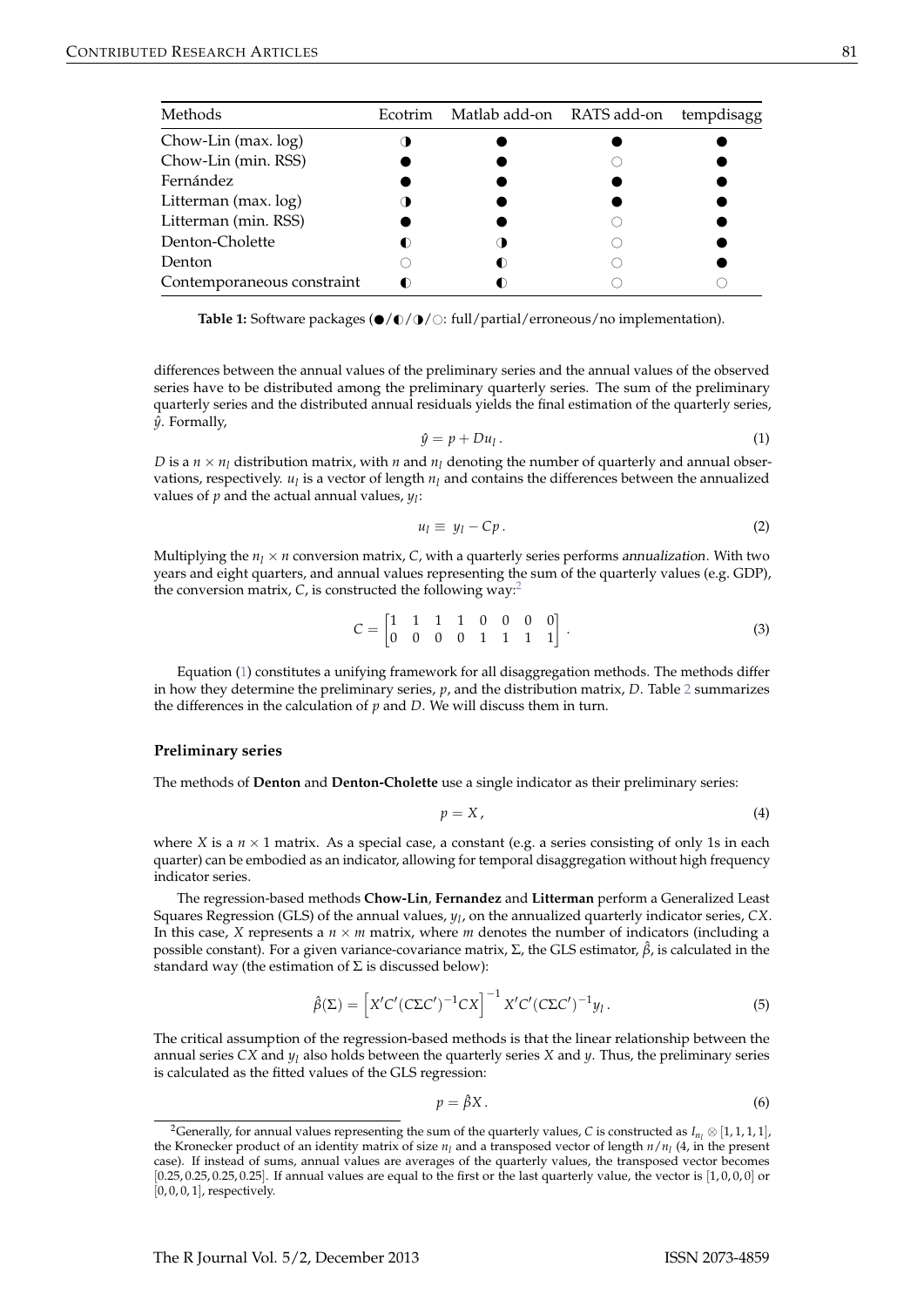| Methods | Ecotrim | Matlab add-on | RATS add-on | tempdisagg |
|---|---|---|---|---|
| Chow-Lin (max. log) | ◑ | ● | ● | ● |
| Chow-Lin (min. RSS) | ● | ● | ○ | ● |
| Fernández | ● | ● | ● | ● |
| Litterman (max. log) | ◑ | ● | ● | ● |
| Litterman (min. RSS) | ● | ● | ○ | ● |
| Denton-Cholette | ◐ | ◑ | ○ | ● |
| Denton | ○ | ◐ | ○ | ● |
| Contemporaneous constraint | ◐ | ◐ | ○ | ○ |

**Table 1:** Software packages (●/◐/◑/○: full/partial/erroneous/no implementation).

differences between the annual values of the preliminary series and the annual values of the observed series have to be distributed among the preliminary quarterly series. The sum of the preliminary quarterly series and the distributed annual residuals yields the final estimation of the quarterly series, $\hat{y}$. Formally,

$$\hat{y} = p + Du_l \,. \tag{1}$$

$D$ is a $n \times n_l$ distribution matrix, with $n$ and $n_l$ denoting the number of quarterly and annual observations, respectively. $u_l$ is a vector of length $n_l$ and contains the differences between the annualized values of $p$ and the actual annual values, $y_l$:

$$u_l \equiv y_l - Cp \,. \tag{2}$$

Multiplying the $n_l \times n$ conversion matrix, $C$, with a quarterly series performs *annualization*. With two years and eight quarters, and annual values representing the sum of the quarterly values (e.g. GDP), the conversion matrix, $C$, is constructed the following way:[2]

$$C = \begin{bmatrix} 1 & 1 & 1 & 1 & 0 & 0 & 0 & 0 \\ 0 & 0 & 0 & 0 & 1 & 1 & 1 & 1 \end{bmatrix} . \tag{3}$$

Equation (1) constitutes a unifying framework for all disaggregation methods. The methods differ in how they determine the preliminary series, $p$, and the distribution matrix, $D$. Table 2 summarizes the differences in the calculation of $p$ and $D$. We will discuss them in turn.

#### Preliminary series

The methods of **Denton** and **Denton-Cholette** use a single indicator as their preliminary series:

$$p = X \,, \tag{4}$$

where $X$ is a $n \times 1$ matrix. As a special case, a constant (e.g. a series consisting of only 1s in each quarter) can be embodied as an indicator, allowing for temporal disaggregation without high frequency indicator series.

The regression-based methods **Chow-Lin**, **Fernandez** and **Litterman** perform a Generalized Least Squares Regression (GLS) of the annual values, $y_l$, on the annualized quarterly indicator series, $CX$. In this case, $X$ represents a $n \times m$ matrix, where $m$ denotes the number of indicators (including a possible constant). For a given variance-covariance matrix, $\Sigma$, the GLS estimator, $\hat{\beta}$, is calculated in the standard way (the estimation of $\Sigma$ is discussed below):

$$\hat{\beta}(\Sigma) = \left[ X'C'(C\Sigma C')^{-1}CX \right]^{-1} X'C'(C\Sigma C')^{-1} y_l \,. \tag{5}$$

The critical assumption of the regression-based methods is that the linear relationship between the annual series $CX$ and $y_l$ also holds between the quarterly series $X$ and $y$. Thus, the preliminary series is calculated as the fitted values of the GLS regression:

$$p = \hat{\beta} X \,. \tag{6}$$

[2] Generally, for annual values representing the sum of the quarterly values, $C$ is constructed as $I_{n_l} \otimes [1, 1, 1, 1]$, the Kronecker product of an identity matrix of size $n_l$ and a transposed vector of length $n/n_l$ (4, in the present case). If instead of sums, annual values are averages of the quarterly values, the transposed vector becomes $[0.25, 0.25, 0.25, 0.25]$. If annual values are equal to the first or the last quarterly value, the vector is $[1, 0, 0, 0]$ or $[0, 0, 0, 1]$, respectively.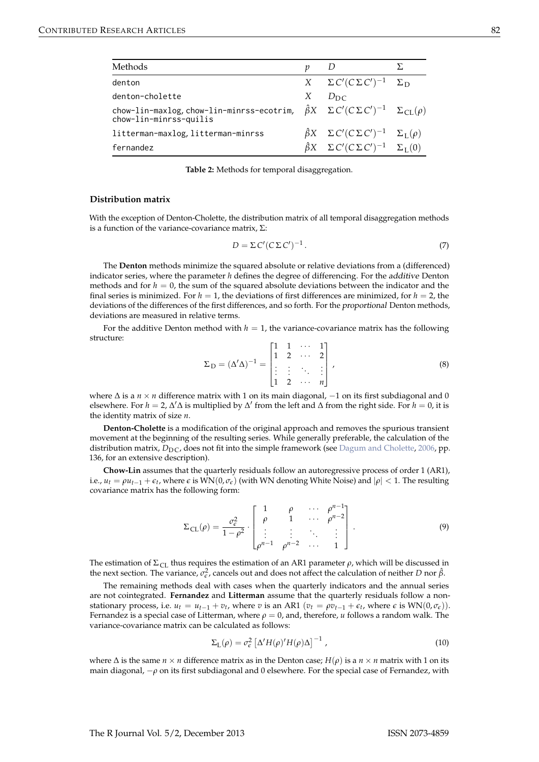| Methods | $p$ | $D$ | $\Sigma$ |
|---|---|---|---|
| `denton` | $X$ | $\Sigma C'(C \Sigma C')^{-1}$ | $\Sigma_{\text{D}}$ |
| `denton-cholette` | $X$ | $D_{\text{DC}}$ | |
| `chow-lin-maxlog`, `chow-lin-minrss-ecotrim`, `chow-lin-minrss-quilis` | $\hat{\beta} X$ | $\Sigma C'(C \Sigma C')^{-1}$ | $\Sigma_{\text{CL}}(\rho)$ |
| `litterman-maxlog`, `litterman-minrss` | $\hat{\beta} X$ | $\Sigma C'(C \Sigma C')^{-1}$ | $\Sigma_{\text{L}}(\rho)$ |
| `fernandez` | $\hat{\beta} X$ | $\Sigma C'(C \Sigma C')^{-1}$ | $\Sigma_{\text{L}}(0)$ |

**Table 2:** Methods for temporal disaggregation.

### Distribution matrix

With the exception of Denton-Cholette, the distribution matrix of all temporal disaggregation methods is a function of the variance-covariance matrix, $\Sigma$:

$$D = \Sigma C'(C \Sigma C')^{-1} . \tag{7}$$

The **Denton** methods minimize the squared absolute or relative deviations from a (differenced) indicator series, where the parameter $h$ defines the degree of differencing. For the *additive* Denton methods and for $h = 0$, the sum of the squared absolute deviations between the indicator and the final series is minimized. For $h = 1$, the deviations of first differences are minimized, for $h = 2$, the deviations of the differences of the first differences, and so forth. For the *proportional* Denton methods, deviations are measured in relative terms.

For the additive Denton method with $h = 1$, the variance-covariance matrix has the following structure:

$$\Sigma_{\text{D}} = (\Delta' \Delta)^{-1} = \begin{bmatrix} 1 & 1 & \cdots & 1 \\ 1 & 2 & \cdots & 2 \\ \vdots & \vdots & \ddots & \vdots \\ 1 & 2 & \cdots & n \end{bmatrix} , \tag{8}$$

where $\Delta$ is a $n \times n$ difference matrix with 1 on its main diagonal, $-1$ on its first subdiagonal and 0 elsewhere. For $h = 2$, $\Delta' \Delta$ is multiplied by $\Delta'$ from the left and $\Delta$ from the right side. For $h = 0$, it is the identity matrix of size $n$.

**Denton-Cholette** is a modification of the original approach and removes the spurious transient movement at the beginning of the resulting series. While generally preferable, the calculation of the distribution matrix, $D_{\text{DC}}$, does not fit into the simple framework (see Dagum and Cholette, 2006, pp. 136, for an extensive description).

**Chow-Lin** assumes that the quarterly residuals follow an autoregressive process of order 1 (AR1), i.e., $u_t = \rho u_{t-1} + \epsilon_t$, where $\epsilon$ is $\text{WN}(0, \sigma_\epsilon)$ (with WN denoting White Noise) and $|\rho| < 1$. The resulting covariance matrix has the following form:

$$\Sigma_{\text{CL}}(\rho) = \frac{\sigma_\epsilon^2}{1 - \rho^2} \cdot \begin{bmatrix} 1 & \rho & \cdots & \rho^{n-1} \\ \rho & 1 & \cdots & \rho^{n-2} \\ \vdots & \vdots & \ddots & \vdots \\ \rho^{n-1} & \rho^{n-2} & \cdots & 1 \end{bmatrix} . \tag{9}$$

The estimation of $\Sigma_{\text{CL}}$ thus requires the estimation of an AR1 parameter $\rho$, which will be discussed in the next section. The variance, $\sigma_\epsilon^2$, cancels out and does not affect the calculation of neither $D$ nor $\hat{\beta}$.

The remaining methods deal with cases when the quarterly indicators and the annual series are not cointegrated. **Fernandez** and **Litterman** assume that the quarterly residuals follow a non-stationary process, i.e. $u_t = u_{t-1} + v_t$, where $v$ is an AR1 ($v_t = \rho v_{t-1} + \epsilon_t$, where $\epsilon$ is $\text{WN}(0, \sigma_\epsilon)$). Fernandez is a special case of Litterman, where $\rho = 0$, and, therefore, $u$ follows a random walk. The variance-covariance matrix can be calculated as follows:

$$\Sigma_{\text{L}}(\rho) = \sigma_\epsilon^2 \left[ \Delta' H(\rho)' H(\rho) \Delta \right]^{-1} , \tag{10}$$

where $\Delta$ is the same $n \times n$ difference matrix as in the Denton case; $H(\rho)$ is a $n \times n$ matrix with 1 on its main diagonal, $-\rho$ on its first subdiagonal and 0 elsewhere. For the special case of Fernandez, with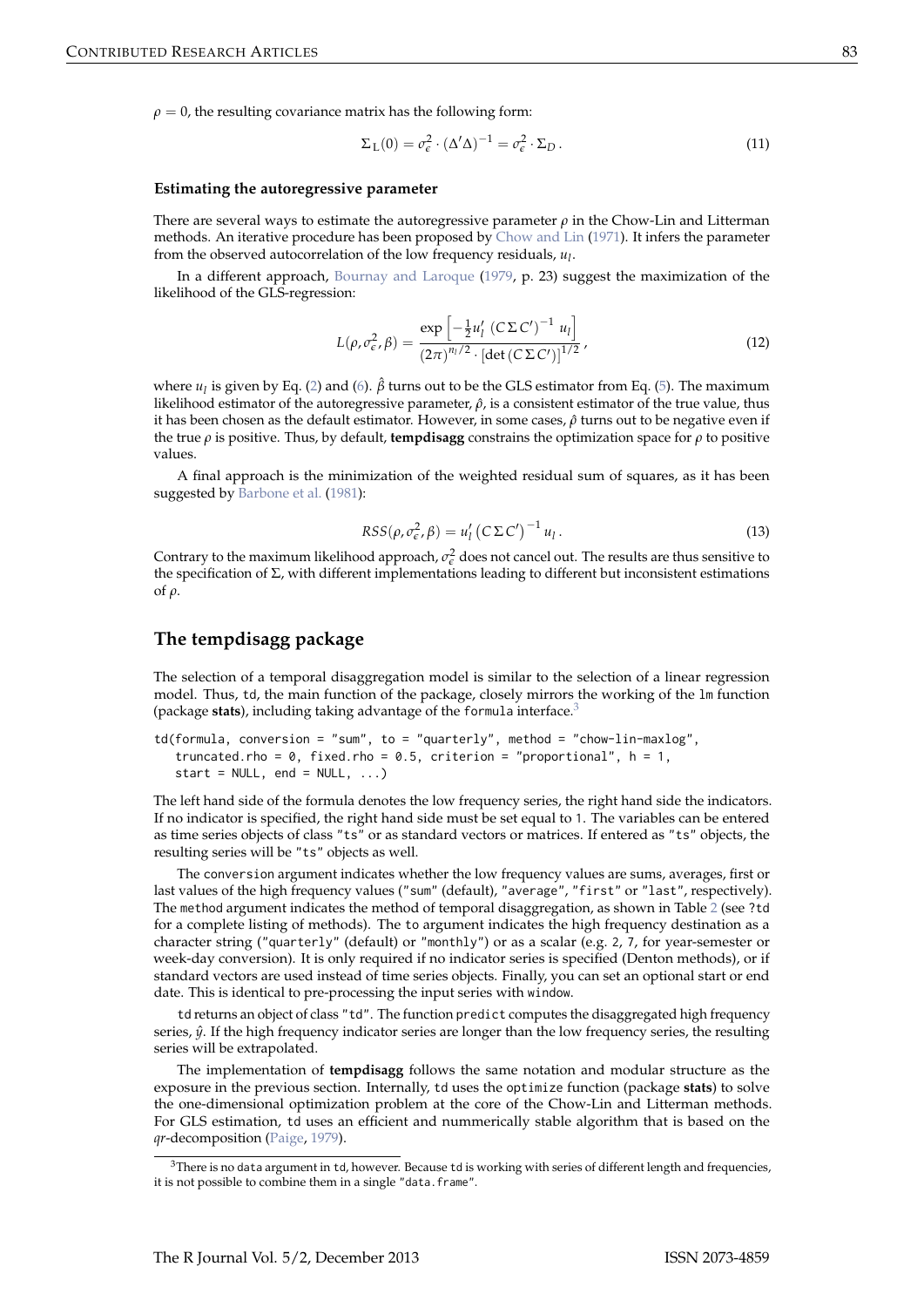$\rho = 0$, the resulting covariance matrix has the following form:

$$\Sigma_L(0) = \sigma_\epsilon^2 \cdot (\Delta'\Delta)^{-1} = \sigma_\epsilon^2 \cdot \Sigma_D \,. \tag{11}$$

#### Estimating the autoregressive parameter

There are several ways to estimate the autoregressive parameter $\rho$ in the Chow-Lin and Litterman methods. An iterative procedure has been proposed by Chow and Lin (1971). It infers the parameter from the observed autocorrelation of the low frequency residuals, $u_l$.

In a different approach, Bournay and Laroque (1979, p. 23) suggest the maximization of the likelihood of the GLS-regression:

$$L(\rho, \sigma_\epsilon^2, \beta) = \frac{\exp\left[-\frac{1}{2} u_l' \left(C \Sigma C'\right)^{-1} u_l\right]}{(2\pi)^{n_l/2} \cdot \left[\det\left(C \Sigma C'\right)\right]^{1/2}} \,, \tag{12}$$

where $u_l$ is given by Eq. (2) and (6). $\hat{\beta}$ turns out to be the GLS estimator from Eq. (5). The maximum likelihood estimator of the autoregressive parameter, $\hat{\rho}$, is a consistent estimator of the true value, thus it has been chosen as the default estimator. However, in some cases, $\hat{\rho}$ turns out to be negative even if the true $\rho$ is positive. Thus, by default, **tempdisagg** constrains the optimization space for $\rho$ to positive values.

A final approach is the minimization of the weighted residual sum of squares, as it has been suggested by Barbone et al. (1981):

$$RSS(\rho, \sigma_\epsilon^2, \beta) = u_l' \left(C \Sigma C'\right)^{-1} u_l \,. \tag{13}$$

Contrary to the maximum likelihood approach, $\sigma_\epsilon^2$ does not cancel out. The results are thus sensitive to the specification of $\Sigma$, with different implementations leading to different but inconsistent estimations of $\rho$.

## The tempdisagg package

The selection of a temporal disaggregation model is similar to the selection of a linear regression model. Thus, td, the main function of the package, closely mirrors the working of the lm function (package **stats**), including taking advantage of the formula interface.[3]

```
td(formula, conversion = "sum", to = "quarterly", method = "chow-lin-maxlog",
   truncated.rho = 0, fixed.rho = 0.5, criterion = "proportional", h = 1,
   start = NULL, end = NULL, ...)
```

The left hand side of the formula denotes the low frequency series, the right hand side the indicators. If no indicator is specified, the right hand side must be set equal to 1. The variables can be entered as time series objects of class "ts" or as standard vectors or matrices. If entered as "ts" objects, the resulting series will be "ts" objects as well.

The conversion argument indicates whether the low frequency values are sums, averages, first or last values of the high frequency values ("sum" (default), "average", "first" or "last", respectively). The method argument indicates the method of temporal disaggregation, as shown in Table 2 (see ?td for a complete listing of methods). The to argument indicates the high frequency destination as a character string ("quarterly" (default) or "monthly") or as a scalar (e.g. 2, 7, for year-semester or week-day conversion). It is only required if no indicator series is specified (Denton methods), or if standard vectors are used instead of time series objects. Finally, you can set an optional start or end date. This is identical to pre-processing the input series with window.

td returns an object of class "td". The function predict computes the disaggregated high frequency series, $\hat{y}$. If the high frequency indicator series are longer than the low frequency series, the resulting series will be extrapolated.

The implementation of **tempdisagg** follows the same notation and modular structure as the exposure in the previous section. Internally, td uses the optimize function (package **stats**) to solve the one-dimensional optimization problem at the core of the Chow-Lin and Litterman methods. For GLS estimation, td uses an efficient and nummerically stable algorithm that is based on the *qr*-decomposition (Paige, 1979).

[3] There is no data argument in td, however. Because td is working with series of different length and frequencies, it is not possible to combine them in a single "data.frame".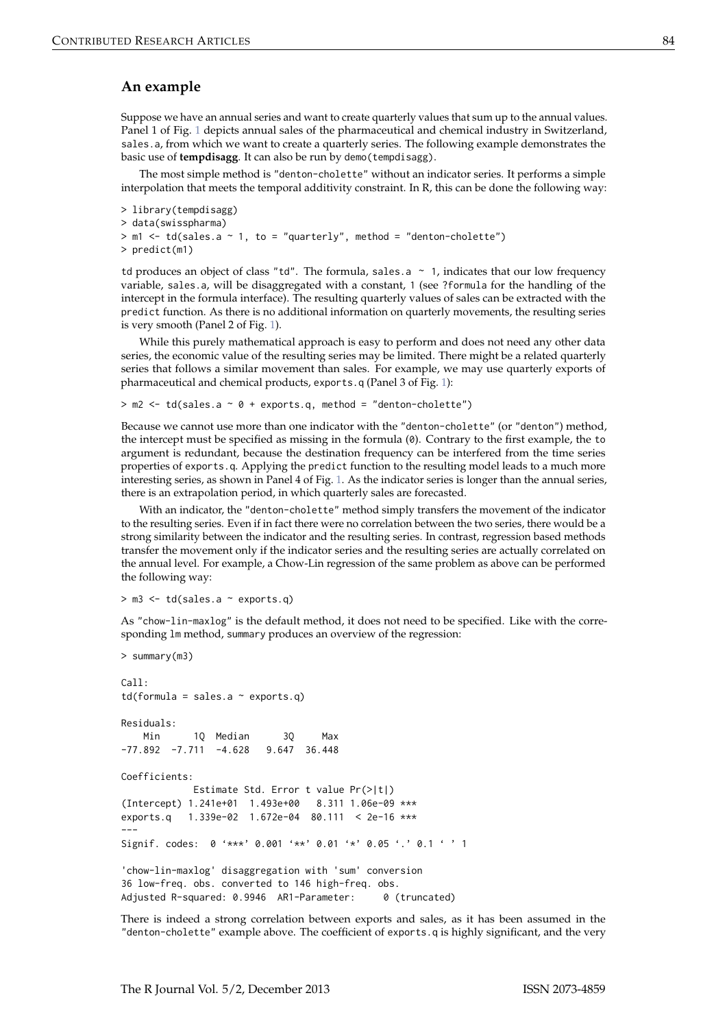## An example

Suppose we have an annual series and want to create quarterly values that sum up to the annual values. Panel 1 of Fig. 1 depicts annual sales of the pharmaceutical and chemical industry in Switzerland, `sales.a`, from which we want to create a quarterly series. The following example demonstrates the basic use of **tempdisagg**. It can also be run by `demo(tempdisagg)`.

The most simple method is `"denton-cholette"` without an indicator series. It performs a simple interpolation that meets the temporal additivity constraint. In R, this can be done the following way:

```
> library(tempdisagg)
> data(swisspharma)
> m1 <- td(sales.a ~ 1, to = "quarterly", method = "denton-cholette")
> predict(m1)
```

`td` produces an object of class `"td"`. The formula, `sales.a ~ 1`, indicates that our low frequency variable, `sales.a`, will be disaggregated with a constant, `1` (see `?formula` for the handling of the intercept in the formula interface). The resulting quarterly values of sales can be extracted with the `predict` function. As there is no additional information on quarterly movements, the resulting series is very smooth (Panel 2 of Fig. 1).

While this purely mathematical approach is easy to perform and does not need any other data series, the economic value of the resulting series may be limited. There might be a related quarterly series that follows a similar movement than sales. For example, we may use quarterly exports of pharmaceutical and chemical products, `exports.q` (Panel 3 of Fig. 1):

```
> m2 <- td(sales.a ~ 0 + exports.q, method = "denton-cholette")
```

Because we cannot use more than one indicator with the `"denton-cholette"` (or `"denton"`) method, the intercept must be specified as missing in the formula (`0`). Contrary to the first example, the `to` argument is redundant, because the destination frequency can be interfered from the time series properties of `exports.q`. Applying the `predict` function to the resulting model leads to a much more interesting series, as shown in Panel 4 of Fig. 1. As the indicator series is longer than the annual series, there is an extrapolation period, in which quarterly sales are forecasted.

With an indicator, the `"denton-cholette"` method simply transfers the movement of the indicator to the resulting series. Even if in fact there were no correlation between the two series, there would be a strong similarity between the indicator and the resulting series. In contrast, regression based methods transfer the movement only if the indicator series and the resulting series are actually correlated on the annual level. For example, a Chow-Lin regression of the same problem as above can be performed the following way:

```
> m3 <- td(sales.a ~ exports.q)
```

As `"chow-lin-maxlog"` is the default method, it does not need to be specified. Like with the corresponding `lm` method, `summary` produces an overview of the regression:

```
> summary(m3)

Call:
td(formula = sales.a ~ exports.q)

Residuals:
    Min      1Q  Median      3Q     Max 
-77.892  -7.711  -4.628   9.647  36.448 

Coefficients:
            Estimate Std. Error t value Pr(>|t|)    
(Intercept) 1.241e+01  1.493e+00   8.311 1.06e-09 ***
exports.q   1.339e-02  1.672e-04  80.111  < 2e-16 ***
---
Signif. codes:  0 '***' 0.001 '**' 0.01 '*' 0.05 '.' 0.1 ' ' 1

'chow-lin-maxlog' disaggregation with 'sum' conversion
36 low-freq. obs. converted to 146 high-freq. obs.
Adjusted R-squared: 0.9946  AR1-Parameter:     0 (truncated)
```

There is indeed a strong correlation between exports and sales, as it has been assumed in the `"denton-cholette"` example above. The coefficient of `exports.q` is highly significant, and the very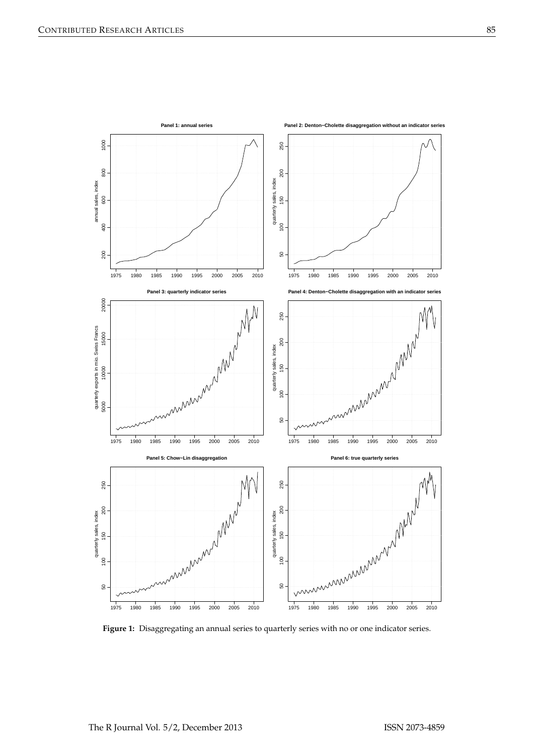**Figure 1:** Disaggregating an annual series to quarterly series with no or one indicator series.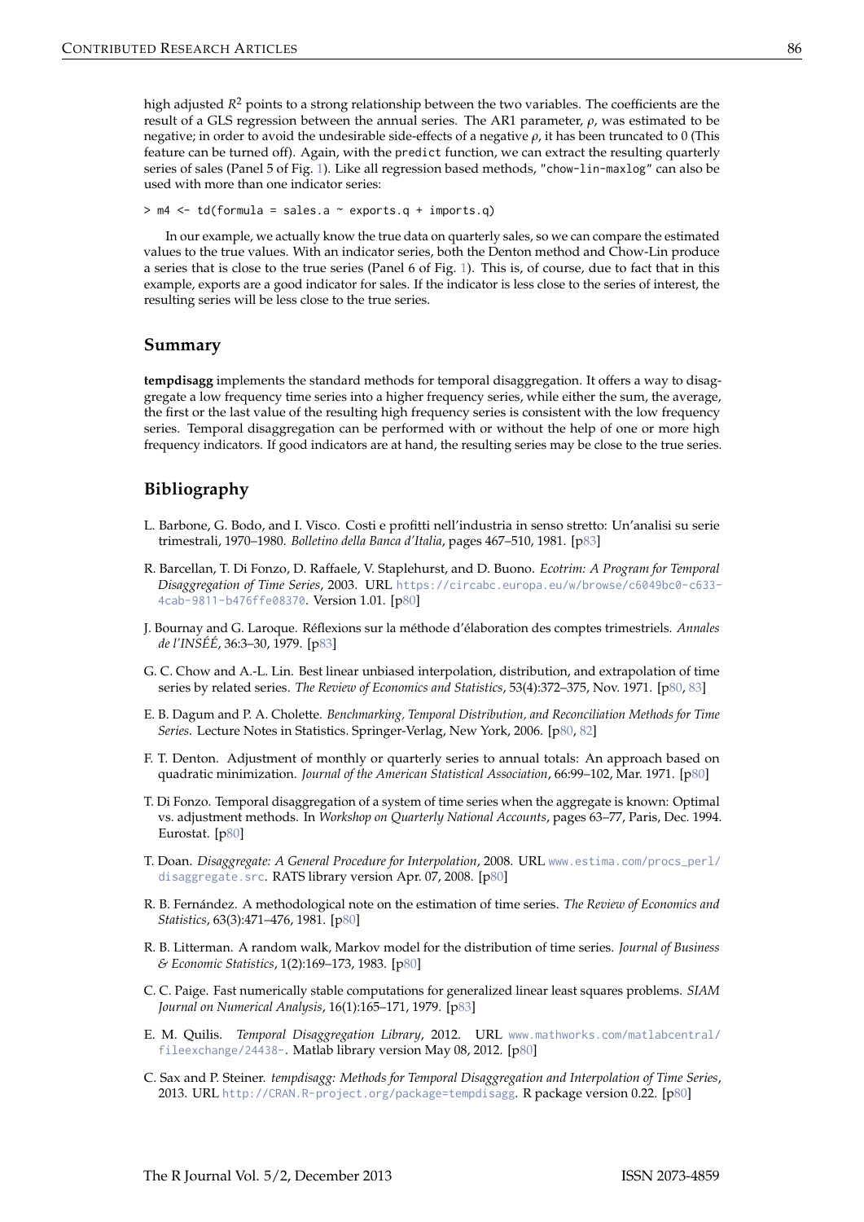high adjusted $R^2$ points to a strong relationship between the two variables. The coefficients are the result of a GLS regression between the annual series. The AR1 parameter, $\rho$, was estimated to be negative; in order to avoid the undesirable side-effects of a negative $\rho$, it has been truncated to 0 (This feature can be turned off). Again, with the `predict` function, we can extract the resulting quarterly series of sales (Panel 5 of Fig. 1). Like all regression based methods, `"chow-lin-maxlog"` can also be used with more than one indicator series:

```
> m4 <- td(formula = sales.a ~ exports.q + imports.q)
```

In our example, we actually know the true data on quarterly sales, so we can compare the estimated values to the true values. With an indicator series, both the Denton method and Chow-Lin produce a series that is close to the true series (Panel 6 of Fig. 1). This is, of course, due to fact that in this example, exports are a good indicator for sales. If the indicator is less close to the series of interest, the resulting series will be less close to the true series.

## Summary

**tempdisagg** implements the standard methods for temporal disaggregation. It offers a way to disaggregate a low frequency time series into a higher frequency series, while either the sum, the average, the first or the last value of the resulting high frequency series is consistent with the low frequency series. Temporal disaggregation can be performed with or without the help of one or more high frequency indicators. If good indicators are at hand, the resulting series may be close to the true series.

## Bibliography

L. Barbone, G. Bodo, and I. Visco. Costi e profitti nell'industria in senso stretto: Un'analisi su serie trimestrali, 1970–1980. *Bolletino della Banca d'Italia*, pages 467–510, 1981. [p83]

R. Barcellan, T. Di Fonzo, D. Raffaele, V. Staplehurst, and D. Buono. *Ecotrim: A Program for Temporal Disaggregation of Time Series*, 2003. URL https://circabc.europa.eu/w/browse/c6049bc0-c633-4cab-9811-b476ffe08370. Version 1.01. [p80]

J. Bournay and G. Laroque. Réflexions sur la méthode d'élaboration des comptes trimestriels. *Annales de l'INSÉÉ*, 36:3–30, 1979. [p83]

G. C. Chow and A.-L. Lin. Best linear unbiased interpolation, distribution, and extrapolation of time series by related series. *The Review of Economics and Statistics*, 53(4):372–375, Nov. 1971. [p80, 83]

E. B. Dagum and P. A. Cholette. *Benchmarking, Temporal Distribution, and Reconciliation Methods for Time Series*. Lecture Notes in Statistics. Springer-Verlag, New York, 2006. [p80, 82]

F. T. Denton. Adjustment of monthly or quarterly series to annual totals: An approach based on quadratic minimization. *Journal of the American Statistical Association*, 66:99–102, Mar. 1971. [p80]

T. Di Fonzo. Temporal disaggregation of a system of time series when the aggregate is known: Optimal vs. adjustment methods. In *Workshop on Quarterly National Accounts*, pages 63–77, Paris, Dec. 1994. Eurostat. [p80]

T. Doan. *Disaggregate: A General Procedure for Interpolation*, 2008. URL www.estima.com/procs_perl/disaggregate.src. RATS library version Apr. 07, 2008. [p80]

R. B. Fernández. A methodological note on the estimation of time series. *The Review of Economics and Statistics*, 63(3):471–476, 1981. [p80]

R. B. Litterman. A random walk, Markov model for the distribution of time series. *Journal of Business & Economic Statistics*, 1(2):169–173, 1983. [p80]

C. C. Paige. Fast numerically stable computations for generalized linear least squares problems. *SIAM Journal on Numerical Analysis*, 16(1):165–171, 1979. [p83]

E. M. Quilis. *Temporal Disaggregation Library*, 2012. URL www.mathworks.com/matlabcentral/fileexchange/24438-. Matlab library version May 08, 2012. [p80]

C. Sax and P. Steiner. *tempdisagg: Methods for Temporal Disaggregation and Interpolation of Time Series*, 2013. URL http://CRAN.R-project.org/package=tempdisagg. R package version 0.22. [p80]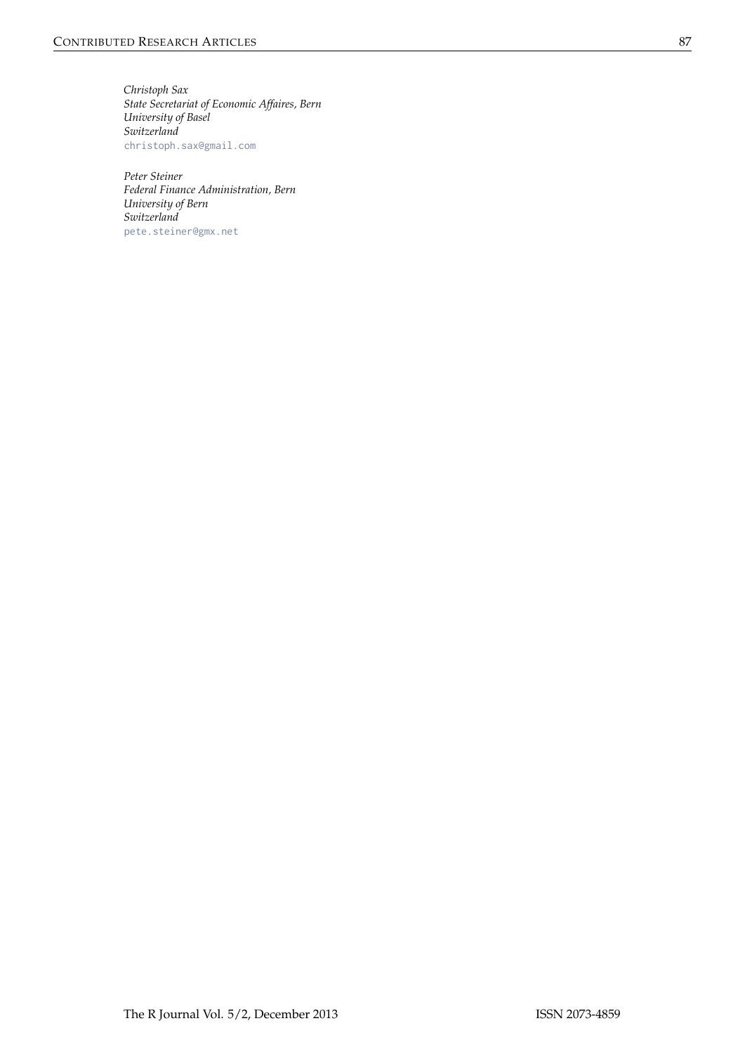*Christoph Sax*
*State Secretariat of Economic Affaires, Bern*
*University of Basel*
*Switzerland*
christoph.sax@gmail.com

*Peter Steiner*
*Federal Finance Administration, Bern*
*University of Bern*
*Switzerland*
pete.steiner@gmx.net